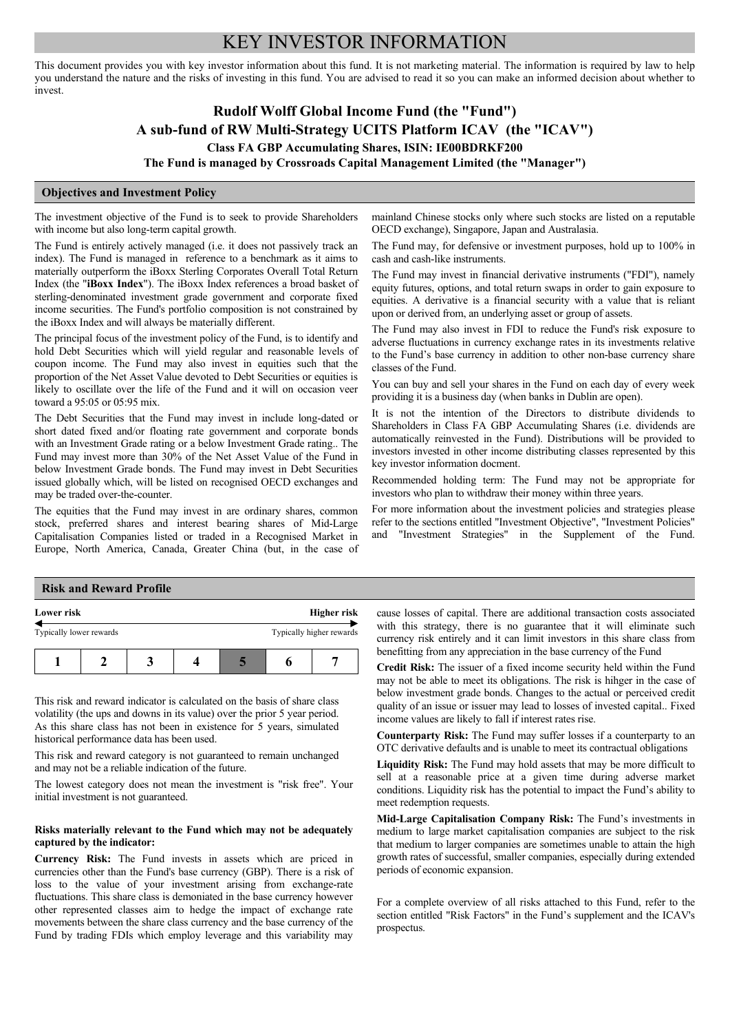# KEY INVESTOR INFORMATION

This document provides you with key investor information about this fund. It is not marketing material. The information is required by law to help you understand the nature and the risks of investing in this fund. You are advised to read it so you can make an informed decision about whether to invest.

**Rudolf Wolff Global Income Fund (the "Fund")**
**A sub-fund of RW Multi-Strategy UCITS Platform ICAV (the "ICAV")**
**Class FA GBP Accumulating Shares, ISIN: IE00BDRKF200**
**The Fund is managed by Crossroads Capital Management Limited (the "Manager")**

## Objectives and Investment Policy

The investment objective of the Fund is to seek to provide Shareholders with income but also long-term capital growth.

The Fund is entirely actively managed (i.e. it does not passively track an index). The Fund is managed in reference to a benchmark as it aims to materially outperform the iBoxx Sterling Corporates Overall Total Return Index (the "**iBoxx Index**"). The iBoxx Index references a broad basket of sterling-denominated investment grade government and corporate fixed income securities. The Fund's portfolio composition is not constrained by the iBoxx Index and will always be materially different.

The principal focus of the investment policy of the Fund, is to identify and hold Debt Securities which will yield regular and reasonable levels of coupon income. The Fund may also invest in equities such that the proportion of the Net Asset Value devoted to Debt Securities or equities is likely to oscillate over the life of the Fund and it will on occasion veer toward a 95:05 or 05:95 mix.

The Debt Securities that the Fund may invest in include long-dated or short dated fixed and/or floating rate government and corporate bonds with an Investment Grade rating or a below Investment Grade rating.. The Fund may invest more than 30% of the Net Asset Value of the Fund in below Investment Grade bonds. The Fund may invest in Debt Securities issued globally which, will be listed on recognised OECD exchanges and may be traded over-the-counter.

The equities that the Fund may invest in are ordinary shares, common stock, preferred shares and interest bearing shares of Mid-Large Capitalisation Companies listed or traded in a Recognised Market in Europe, North America, Canada, Greater China (but, in the case of mainland Chinese stocks only where such stocks are listed on a reputable OECD exchange), Singapore, Japan and Australasia.

The Fund may, for defensive or investment purposes, hold up to 100% in cash and cash-like instruments.

The Fund may invest in financial derivative instruments ("FDI"), namely equity futures, options, and total return swaps in order to gain exposure to equities. A derivative is a financial security with a value that is reliant upon or derived from, an underlying asset or group of assets.

The Fund may also invest in FDI to reduce the Fund's risk exposure to adverse fluctuations in currency exchange rates in its investments relative to the Fund's base currency in addition to other non-base currency share classes of the Fund.

You can buy and sell your shares in the Fund on each day of every week providing it is a business day (when banks in Dublin are open).

It is not the intention of the Directors to distribute dividends to Shareholders in Class FA GBP Accumulating Shares (i.e. dividends are automatically reinvested in the Fund). Distributions will be provided to investors invested in other income distributing classes represented by this key investor information docment.

Recommended holding term: The Fund may not be appropriate for investors who plan to withdraw their money within three years.

For more information about the investment policies and strategies please refer to the sections entitled "Investment Objective", "Investment Policies" and "Investment Strategies" in the Supplement of the Fund.

## Risk and Reward Profile

**Lower risk** ← → **Higher risk**

Typically lower rewards — Typically higher rewards

| 1 | 2 | 3 | 4 | **5** | 6 | 7 |
|---|---|---|---|---|---|---|

This risk and reward indicator is calculated on the basis of share class volatility (the ups and downs in its value) over the prior 5 year period. As this share class has not been in existence for 5 years, simulated historical performance data has been used.

This risk and reward category is not guaranteed to remain unchanged and may not be a reliable indication of the future.

The lowest category does not mean the investment is "risk free". Your initial investment is not guaranteed.

**Risks materially relevant to the Fund which may not be adequately captured by the indicator:**

**Currency Risk:** The Fund invests in assets which are priced in currencies other than the Fund's base currency (GBP). There is a risk of loss to the value of your investment arising from exchange-rate fluctuations. This share class is demoniated in the base currency however other represented classes aim to hedge the impact of exchange rate movements between the share class currency and the base currency of the Fund by trading FDIs which employ leverage and this variability may cause losses of capital. There are additional transaction costs associated with this strategy, there is no guarantee that it will eliminate such currency risk entirely and it can limit investors in this share class from benefitting from any appreciation in the base currency of the Fund

**Credit Risk:** The issuer of a fixed income security held within the Fund may not be able to meet its obligations. The risk is hihger in the case of below investment grade bonds. Changes to the actual or perceived credit quality of an issue or issuer may lead to losses of invested capital.. Fixed income values are likely to fall if interest rates rise.

**Counterparty Risk:** The Fund may suffer losses if a counterparty to an OTC derivative defaults and is unable to meet its contractual obligations

**Liquidity Risk:** The Fund may hold assets that may be more difficult to sell at a reasonable price at a given time during adverse market conditions. Liquidity risk has the potential to impact the Fund's ability to meet redemption requests.

**Mid-Large Capitalisation Company Risk:** The Fund's investments in medium to large market capitalisation companies are subject to the risk that medium to larger companies are sometimes unable to attain the high growth rates of successful, smaller companies, especially during extended periods of economic expansion.

For a complete overview of all risks attached to this Fund, refer to the section entitled "Risk Factors" in the Fund's supplement and the ICAV's prospectus.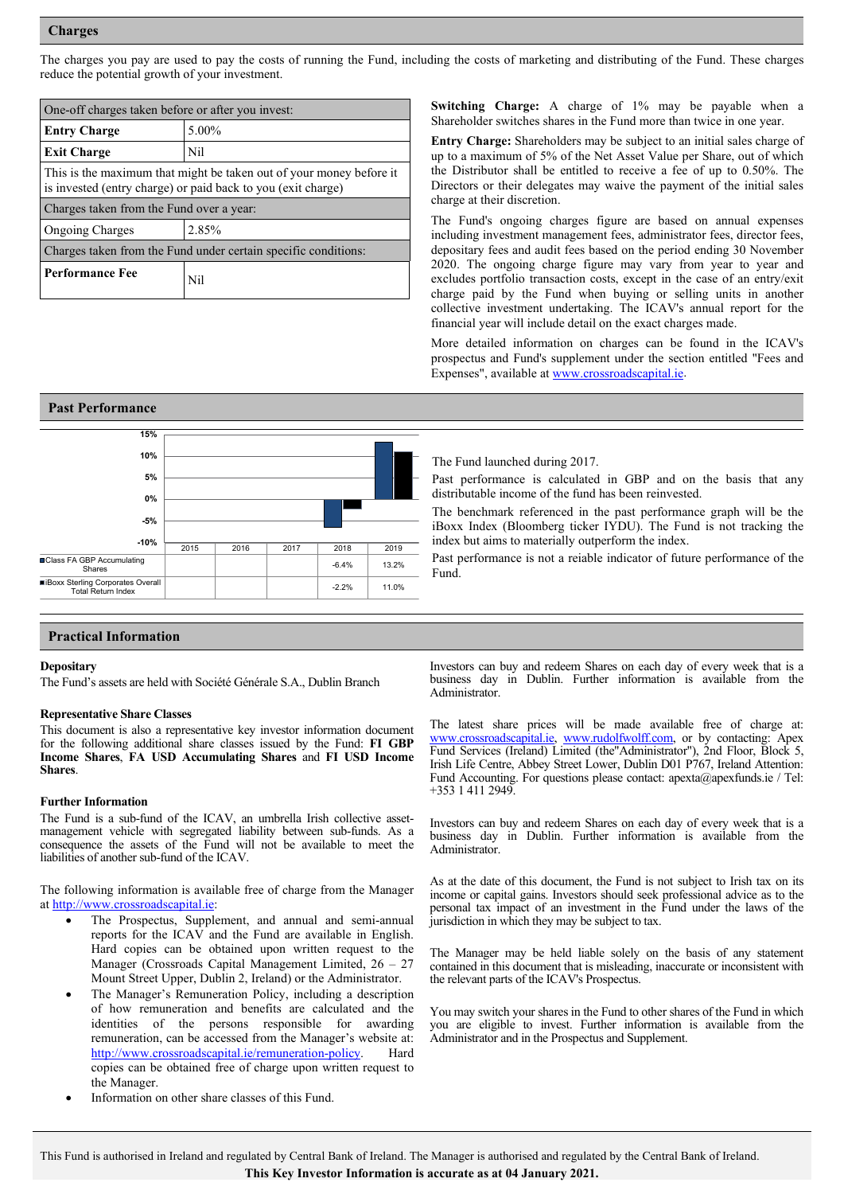## Charges

The charges you pay are used to pay the costs of running the Fund, including the costs of marketing and distributing of the Fund. These charges reduce the potential growth of your investment.

| One-off charges taken before or after you invest: | |
|---|---|
| **Entry Charge** | 5.00% |
| **Exit Charge** | Nil |
| This is the maximum that might be taken out of your money before it is invested (entry charge) or paid back to you (exit charge) | |
| Charges taken from the Fund over a year: | |
| Ongoing Charges | 2.85% |
| Charges taken from the Fund under certain specific conditions: | |
| **Performance Fee** | Nil |

**Switching Charge:** A charge of 1% may be payable when a Shareholder switches shares in the Fund more than twice in one year.

**Entry Charge:** Shareholders may be subject to an initial sales charge of up to a maximum of 5% of the Net Asset Value per Share, out of which the Distributor shall be entitled to receive a fee of up to 0.50%. The Directors or their delegates may waive the payment of the initial sales charge at their discretion.

The Fund's ongoing charges figure are based on annual expenses including investment management fees, administrator fees, director fees, depositary fees and audit fees based on the period ending 30 November 2020. The ongoing charge figure may vary from year to year and excludes portfolio transaction costs, except in the case of an entry/exit charge paid by the Fund when buying or selling units in another collective investment undertaking. The ICAV's annual report for the financial year will include detail on the exact charges made.

More detailed information on charges can be found in the ICAV's prospectus and Fund's supplement under the section entitled "Fees and Expenses", available at www.crossroadscapital.ie.

## Past Performance

15%
10%
5%
0%
-5%
-10%

2015 2016 2017 2018 2019

Class FA GBP Accumulating Shares: -6.4% (2018), 13.2% (2019)

iBoxx Sterling Corporates Overall Total Return Index: -2.2% (2018), 11.0% (2019)

The Fund launched during 2017.

Past performance is calculated in GBP and on the basis that any distributable income of the fund has been reinvested.

The benchmark referenced in the past performance graph will be the iBoxx Index (Bloomberg ticker IYDU). The Fund is not tracking the index but aims to materially outperform the index.

Past performance is not a reiable indicator of future performance of the Fund.

## Practical Information

**Depositary**
The Fund's assets are held with Société Générale S.A., Dublin Branch

**Representative Share Classes**
This document is also a representative key investor information document for the following additional share classes issued by the Fund: **FI GBP Income Shares**, **FA USD Accumulating Shares** and **FI USD Income Shares**.

**Further Information**
The Fund is a sub-fund of the ICAV, an umbrella Irish collective asset-management vehicle with segregated liability between sub-funds. As a consequence the assets of the Fund will not be available to meet the liabilities of another sub-fund of the ICAV.

The following information is available free of charge from the Manager at http://www.crossroadscapital.ie:

- The Prospectus, Supplement, and annual and semi-annual reports for the ICAV and the Fund are available in English. Hard copies can be obtained upon written request to the Manager (Crossroads Capital Management Limited, 26 – 27 Mount Street Upper, Dublin 2, Ireland) or the Administrator.
- The Manager's Remuneration Policy, including a description of how remuneration and benefits are calculated and the identities of the persons responsible for awarding remuneration, can be accessed from the Manager's website at: http://www.crossroadscapital.ie/remuneration-policy. Hard copies can be obtained free of charge upon written request to the Manager.
- Information on other share classes of this Fund.

Investors can buy and redeem Shares on each day of every week that is a business day in Dublin. Further information is available from the Administrator.

The latest share prices will be made available free of charge at: www.crossroadscapital.ie, www.rudolfwolff.com, or by contacting: Apex Fund Services (Ireland) Limited (the"Administrator"), 2nd Floor, Block 5, Irish Life Centre, Abbey Street Lower, Dublin D01 P767, Ireland Attention: Fund Accounting. For questions please contact: apexta@apexfunds.ie / Tel: +353 1 411 2949.

Investors can buy and redeem Shares on each day of every week that is a business day in Dublin. Further information is available from the Administrator.

As at the date of this document, the Fund is not subject to Irish tax on its income or capital gains. Investors should seek professional advice as to the personal tax impact of an investment in the Fund under the laws of the jurisdiction in which they may be subject to tax.

The Manager may be held liable solely on the basis of any statement contained in this document that is misleading, inaccurate or inconsistent with the relevant parts of the ICAV's Prospectus.

You may switch your shares in the Fund to other shares of the Fund in which you are eligible to invest. Further information is available from the Administrator and in the Prospectus and Supplement.

This Fund is authorised in Ireland and regulated by Central Bank of Ireland. The Manager is authorised and regulated by the Central Bank of Ireland.

**This Key Investor Information is accurate as at 04 January 2021.**